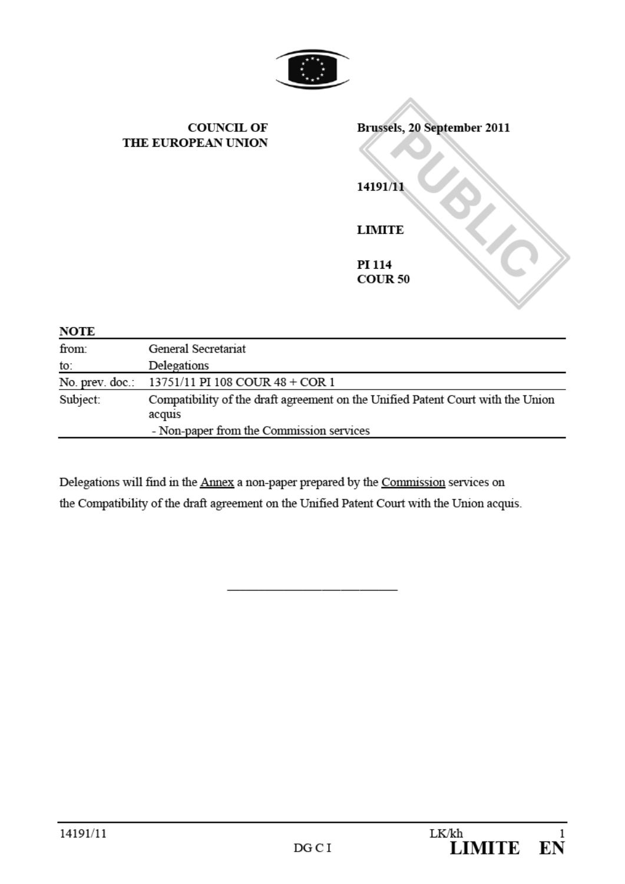**COUNCIL OF THE EUROPEAN UNION**

**Brussels, 20 September 2011**

**14191/11**

**LIMITE**

**PI 114**
**COUR 50**

PUBLIC

**NOTE**

| | |
|---|---|
| from: | General Secretariat |
| to: | Delegations |
| No. prev. doc.: | 13751/11 PI 108 COUR 48 + COR 1 |
| Subject: | Compatibility of the draft agreement on the Unified Patent Court with the Union acquis<br>- Non-paper from the Commission services |

Delegations will find in the Annex a non-paper prepared by the Commission services on the Compatibility of the draft agreement on the Unified Patent Court with the Union acquis.

---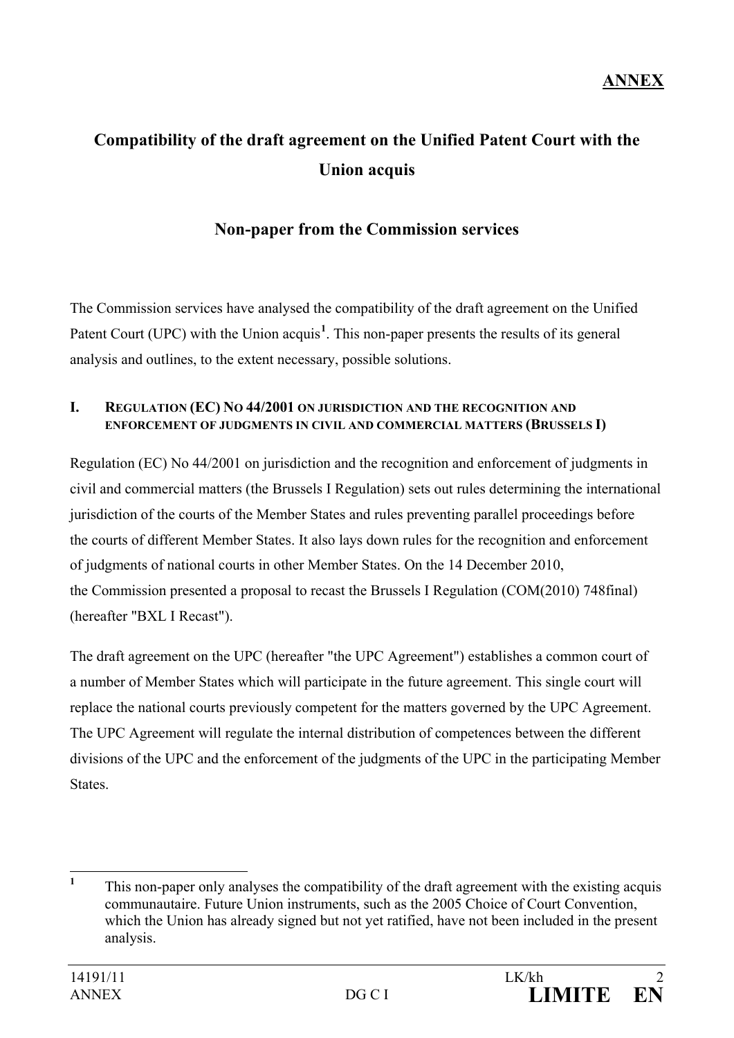**ANNEX**

# Compatibility of the draft agreement on the Unified Patent Court with the Union acquis

## Non-paper from the Commission services

The Commission services have analysed the compatibility of the draft agreement on the Unified Patent Court (UPC) with the Union acquis[1]. This non-paper presents the results of its general analysis and outlines, to the extent necessary, possible solutions.

### I. REGULATION (EC) NO 44/2001 ON JURISDICTION AND THE RECOGNITION AND ENFORCEMENT OF JUDGMENTS IN CIVIL AND COMMERCIAL MATTERS (BRUSSELS I)

Regulation (EC) No 44/2001 on jurisdiction and the recognition and enforcement of judgments in civil and commercial matters (the Brussels I Regulation) sets out rules determining the international jurisdiction of the courts of the Member States and rules preventing parallel proceedings before the courts of different Member States. It also lays down rules for the recognition and enforcement of judgments of national courts in other Member States. On the 14 December 2010, the Commission presented a proposal to recast the Brussels I Regulation (COM(2010) 748final) (hereafter "BXL I Recast").

The draft agreement on the UPC (hereafter "the UPC Agreement") establishes a common court of a number of Member States which will participate in the future agreement. This single court will replace the national courts previously competent for the matters governed by the UPC Agreement. The UPC Agreement will regulate the internal distribution of competences between the different divisions of the UPC and the enforcement of the judgments of the UPC in the participating Member States.

[1] This non-paper only analyses the compatibility of the draft agreement with the existing acquis communautaire. Future Union instruments, such as the 2005 Choice of Court Convention, which the Union has already signed but not yet ratified, have not been included in the present analysis.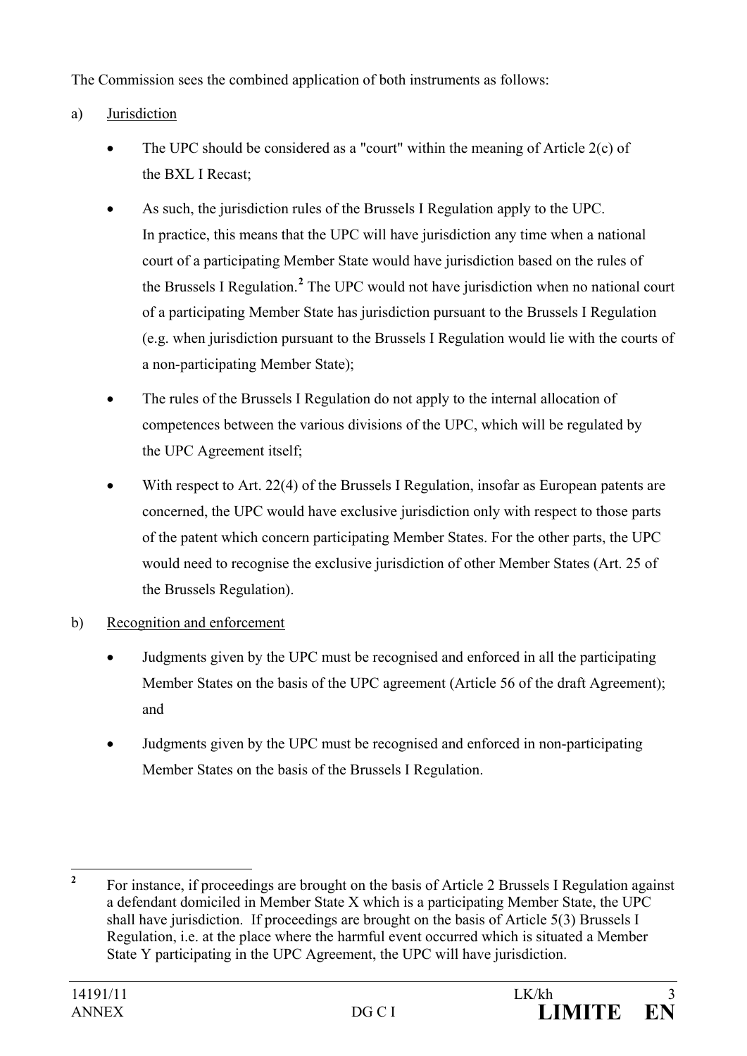The Commission sees the combined application of both instruments as follows:

a) Jurisdiction

- The UPC should be considered as a "court" within the meaning of Article 2(c) of the BXL I Recast;
- As such, the jurisdiction rules of the Brussels I Regulation apply to the UPC. In practice, this means that the UPC will have jurisdiction any time when a national court of a participating Member State would have jurisdiction based on the rules of the Brussels I Regulation.[2] The UPC would not have jurisdiction when no national court of a participating Member State has jurisdiction pursuant to the Brussels I Regulation (e.g. when jurisdiction pursuant to the Brussels I Regulation would lie with the courts of a non-participating Member State);
- The rules of the Brussels I Regulation do not apply to the internal allocation of competences between the various divisions of the UPC, which will be regulated by the UPC Agreement itself;
- With respect to Art. 22(4) of the Brussels I Regulation, insofar as European patents are concerned, the UPC would have exclusive jurisdiction only with respect to those parts of the patent which concern participating Member States. For the other parts, the UPC would need to recognise the exclusive jurisdiction of other Member States (Art. 25 of the Brussels Regulation).

b) Recognition and enforcement

- Judgments given by the UPC must be recognised and enforced in all the participating Member States on the basis of the UPC agreement (Article 56 of the draft Agreement); and
- Judgments given by the UPC must be recognised and enforced in non-participating Member States on the basis of the Brussels I Regulation.

[2] For instance, if proceedings are brought on the basis of Article 2 Brussels I Regulation against a defendant domiciled in Member State X which is a participating Member State, the UPC shall have jurisdiction. If proceedings are brought on the basis of Article 5(3) Brussels I Regulation, i.e. at the place where the harmful event occurred which is situated a Member State Y participating in the UPC Agreement, the UPC will have jurisdiction.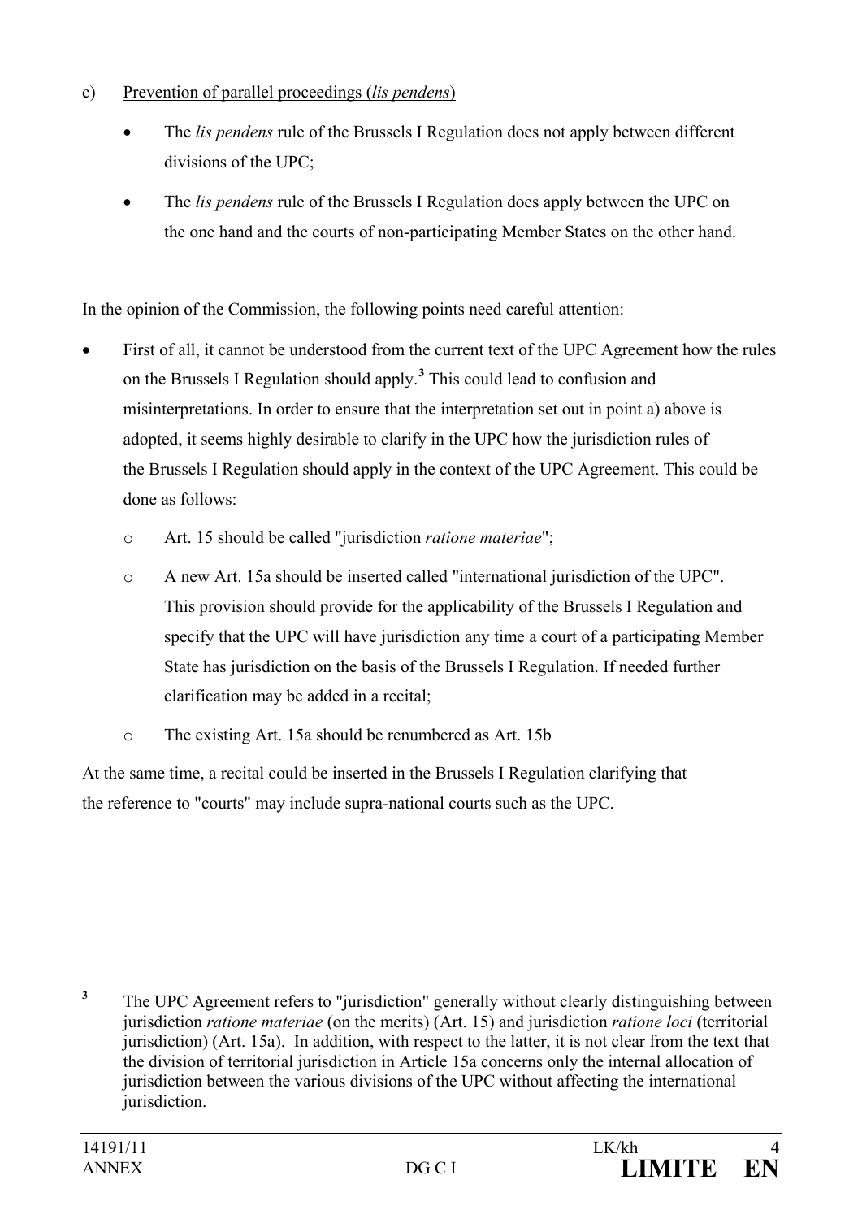c) <u>Prevention of parallel proceedings (*lis pendens*)</u>

- The *lis pendens* rule of the Brussels I Regulation does not apply between different divisions of the UPC;
- The *lis pendens* rule of the Brussels I Regulation does apply between the UPC on the one hand and the courts of non-participating Member States on the other hand.

In the opinion of the Commission, the following points need careful attention:

- First of all, it cannot be understood from the current text of the UPC Agreement how the rules on the Brussels I Regulation should apply.[3] This could lead to confusion and misinterpretations. In order to ensure that the interpretation set out in point a) above is adopted, it seems highly desirable to clarify in the UPC how the jurisdiction rules of the Brussels I Regulation should apply in the context of the UPC Agreement. This could be done as follows:
    - Art. 15 should be called "jurisdiction *ratione materiae*";
    - A new Art. 15a should be inserted called "international jurisdiction of the UPC". This provision should provide for the applicability of the Brussels I Regulation and specify that the UPC will have jurisdiction any time a court of a participating Member State has jurisdiction on the basis of the Brussels I Regulation. If needed further clarification may be added in a recital;
    - The existing Art. 15a should be renumbered as Art. 15b

At the same time, a recital could be inserted in the Brussels I Regulation clarifying that the reference to "courts" may include supra-national courts such as the UPC.

---

[3] The UPC Agreement refers to "jurisdiction" generally without clearly distinguishing between jurisdiction *ratione materiae* (on the merits) (Art. 15) and jurisdiction *ratione loci* (territorial jurisdiction) (Art. 15a). In addition, with respect to the latter, it is not clear from the text that the division of territorial jurisdiction in Article 15a concerns only the internal allocation of jurisdiction between the various divisions of the UPC without affecting the international jurisdiction.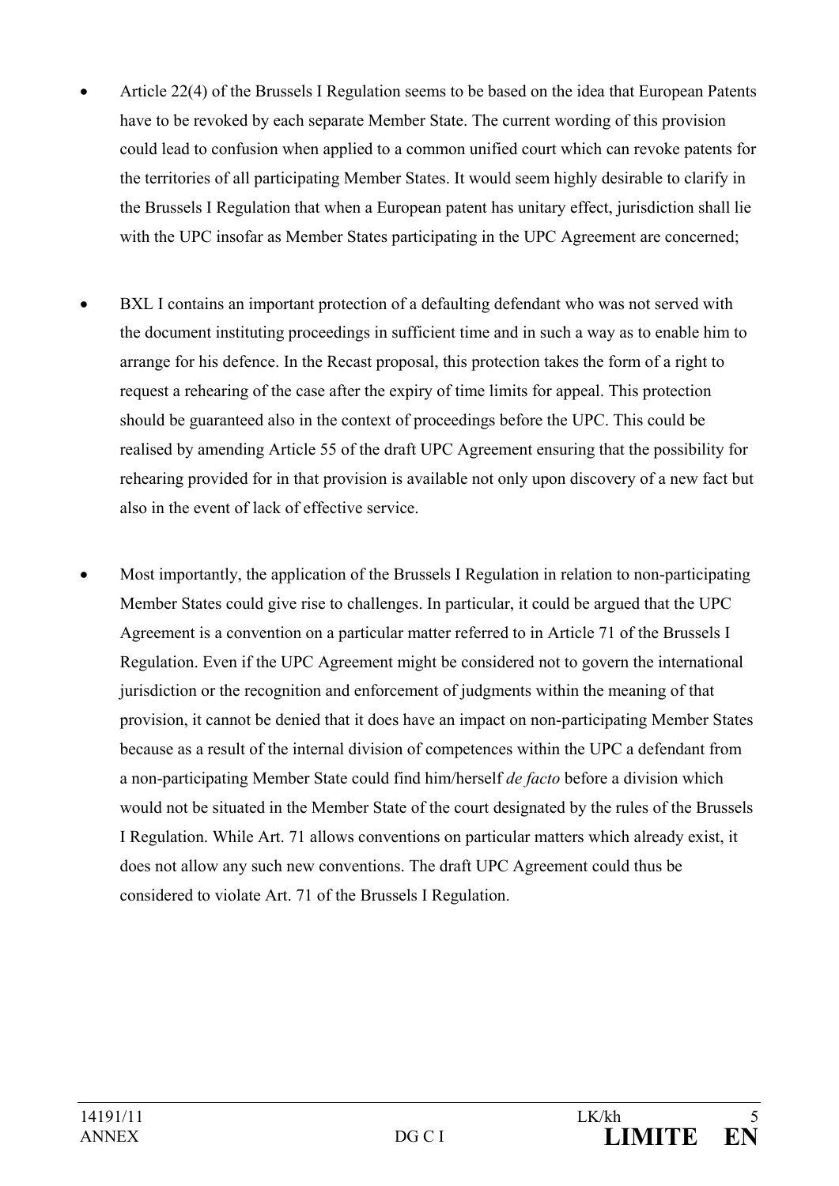- Article 22(4) of the Brussels I Regulation seems to be based on the idea that European Patents have to be revoked by each separate Member State. The current wording of this provision could lead to confusion when applied to a common unified court which can revoke patents for the territories of all participating Member States. It would seem highly desirable to clarify in the Brussels I Regulation that when a European patent has unitary effect, jurisdiction shall lie with the UPC insofar as Member States participating in the UPC Agreement are concerned;

- BXL I contains an important protection of a defaulting defendant who was not served with the document instituting proceedings in sufficient time and in such a way as to enable him to arrange for his defence. In the Recast proposal, this protection takes the form of a right to request a rehearing of the case after the expiry of time limits for appeal. This protection should be guaranteed also in the context of proceedings before the UPC. This could be realised by amending Article 55 of the draft UPC Agreement ensuring that the possibility for rehearing provided for in that provision is available not only upon discovery of a new fact but also in the event of lack of effective service.

- Most importantly, the application of the Brussels I Regulation in relation to non-participating Member States could give rise to challenges. In particular, it could be argued that the UPC Agreement is a convention on a particular matter referred to in Article 71 of the Brussels I Regulation. Even if the UPC Agreement might be considered not to govern the international jurisdiction or the recognition and enforcement of judgments within the meaning of that provision, it cannot be denied that it does have an impact on non-participating Member States because as a result of the internal division of competences within the UPC a defendant from a non-participating Member State could find him/herself *de facto* before a division which would not be situated in the Member State of the court designated by the rules of the Brussels I Regulation. While Art. 71 allows conventions on particular matters which already exist, it does not allow any such new conventions. The draft UPC Agreement could thus be considered to violate Art. 71 of the Brussels I Regulation.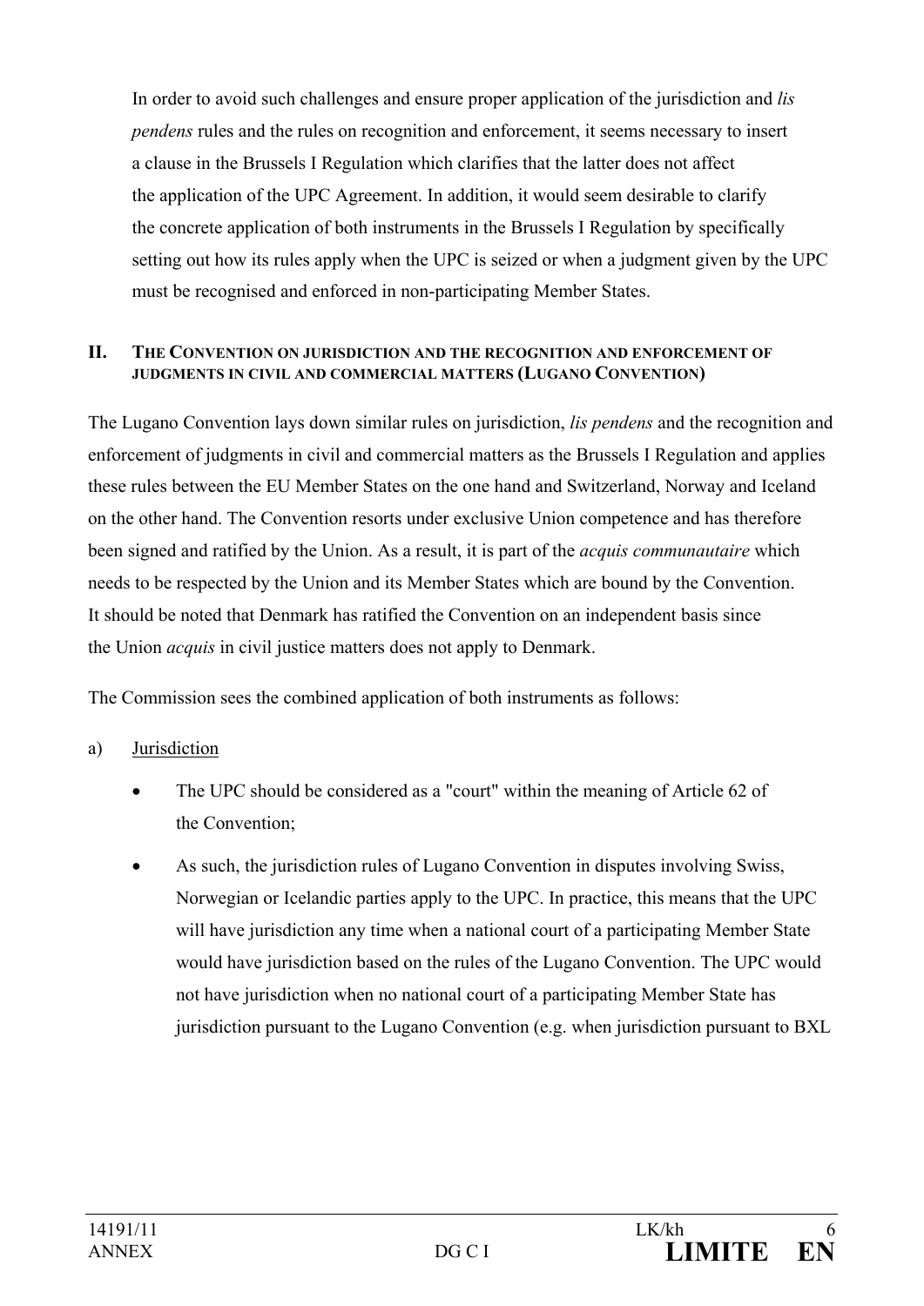In order to avoid such challenges and ensure proper application of the jurisdiction and *lis pendens* rules and the rules on recognition and enforcement, it seems necessary to insert a clause in the Brussels I Regulation which clarifies that the latter does not affect the application of the UPC Agreement. In addition, it would seem desirable to clarify the concrete application of both instruments in the Brussels I Regulation by specifically setting out how its rules apply when the UPC is seized or when a judgment given by the UPC must be recognised and enforced in non-participating Member States.

## II. THE CONVENTION ON JURISDICTION AND THE RECOGNITION AND ENFORCEMENT OF JUDGMENTS IN CIVIL AND COMMERCIAL MATTERS (LUGANO CONVENTION)

The Lugano Convention lays down similar rules on jurisdiction, *lis pendens* and the recognition and enforcement of judgments in civil and commercial matters as the Brussels I Regulation and applies these rules between the EU Member States on the one hand and Switzerland, Norway and Iceland on the other hand. The Convention resorts under exclusive Union competence and has therefore been signed and ratified by the Union. As a result, it is part of the *acquis communautaire* which needs to be respected by the Union and its Member States which are bound by the Convention. It should be noted that Denmark has ratified the Convention on an independent basis since the Union *acquis* in civil justice matters does not apply to Denmark.

The Commission sees the combined application of both instruments as follows:

a) Jurisdiction

- The UPC should be considered as a "court" within the meaning of Article 62 of the Convention;
- As such, the jurisdiction rules of Lugano Convention in disputes involving Swiss, Norwegian or Icelandic parties apply to the UPC. In practice, this means that the UPC will have jurisdiction any time when a national court of a participating Member State would have jurisdiction based on the rules of the Lugano Convention. The UPC would not have jurisdiction when no national court of a participating Member State has jurisdiction pursuant to the Lugano Convention (e.g. when jurisdiction pursuant to BXL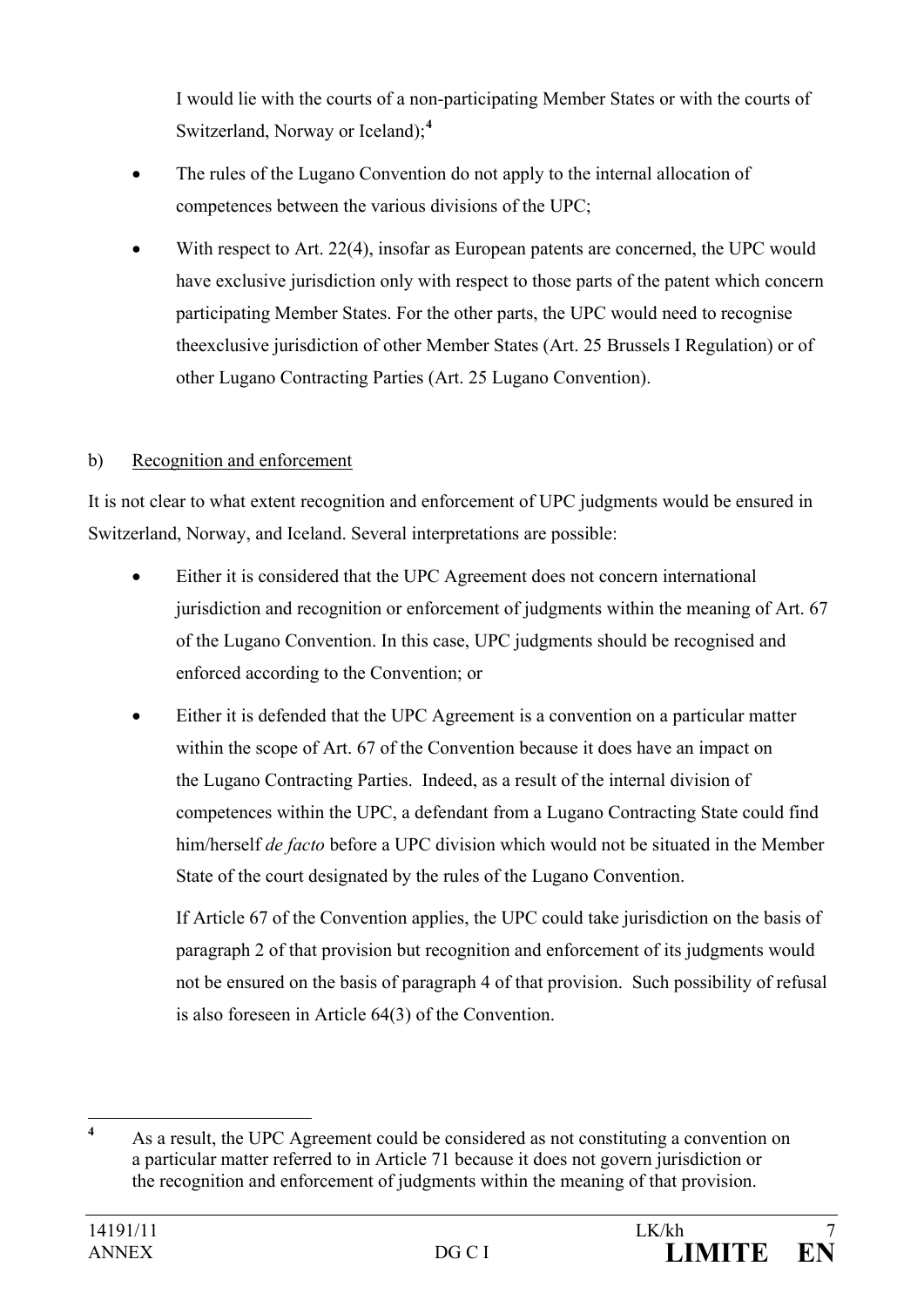I would lie with the courts of a non-participating Member States or with the courts of Switzerland, Norway or Iceland);[4]

- The rules of the Lugano Convention do not apply to the internal allocation of competences between the various divisions of the UPC;
- With respect to Art. 22(4), insofar as European patents are concerned, the UPC would have exclusive jurisdiction only with respect to those parts of the patent which concern participating Member States. For the other parts, the UPC would need to recognise theexclusive jurisdiction of other Member States (Art. 25 Brussels I Regulation) or of other Lugano Contracting Parties (Art. 25 Lugano Convention).

b) Recognition and enforcement

It is not clear to what extent recognition and enforcement of UPC judgments would be ensured in Switzerland, Norway, and Iceland. Several interpretations are possible:

- Either it is considered that the UPC Agreement does not concern international jurisdiction and recognition or enforcement of judgments within the meaning of Art. 67 of the Lugano Convention. In this case, UPC judgments should be recognised and enforced according to the Convention; or
- Either it is defended that the UPC Agreement is a convention on a particular matter within the scope of Art. 67 of the Convention because it does have an impact on the Lugano Contracting Parties. Indeed, as a result of the internal division of competences within the UPC, a defendant from a Lugano Contracting State could find him/herself *de facto* before a UPC division which would not be situated in the Member State of the court designated by the rules of the Lugano Convention.

  If Article 67 of the Convention applies, the UPC could take jurisdiction on the basis of paragraph 2 of that provision but recognition and enforcement of its judgments would not be ensured on the basis of paragraph 4 of that provision. Such possibility of refusal is also foreseen in Article 64(3) of the Convention.

[4] As a result, the UPC Agreement could be considered as not constituting a convention on a particular matter referred to in Article 71 because it does not govern jurisdiction or the recognition and enforcement of judgments within the meaning of that provision.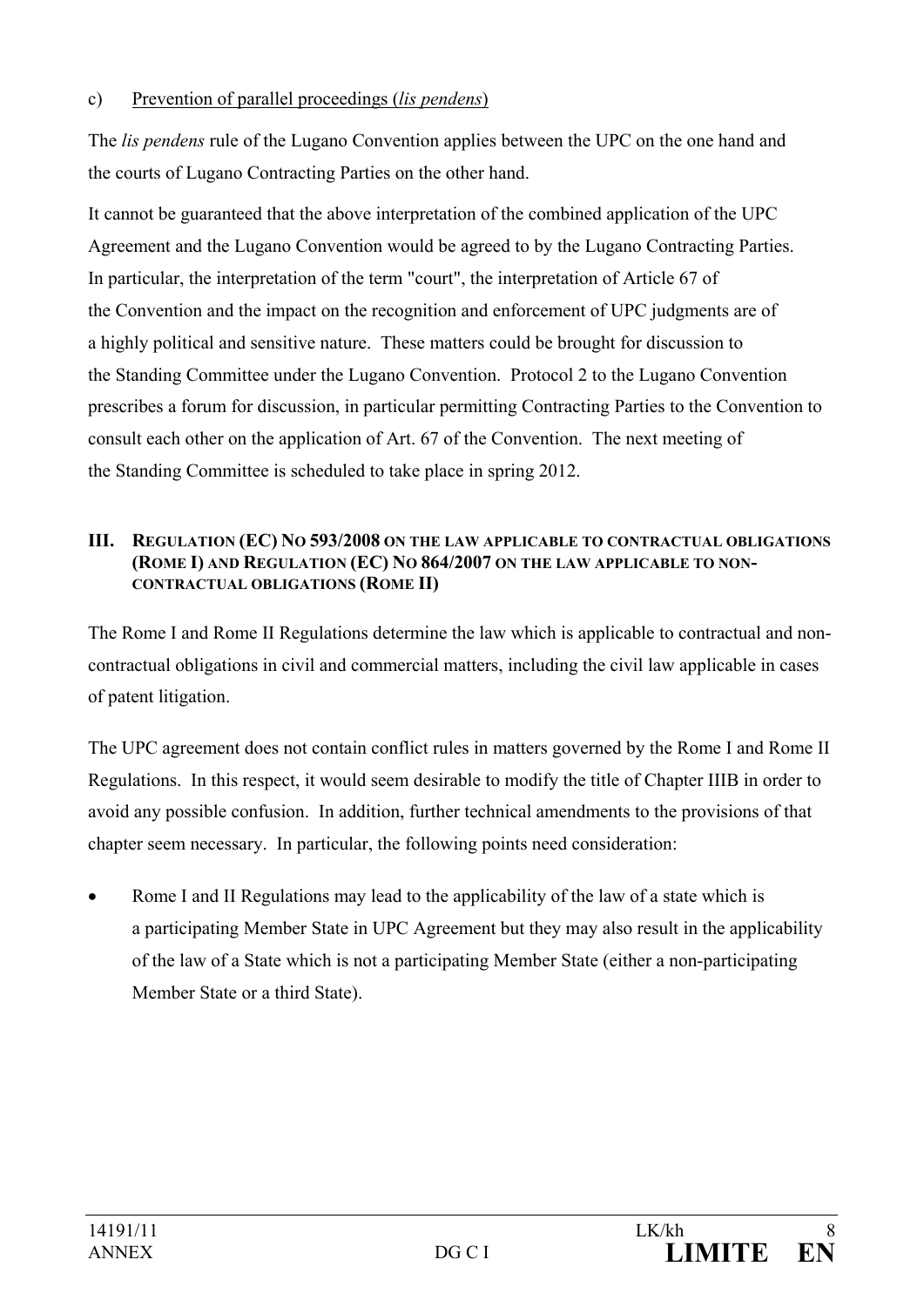c) Prevention of parallel proceedings (*lis pendens*)

The *lis pendens* rule of the Lugano Convention applies between the UPC on the one hand and the courts of Lugano Contracting Parties on the other hand.

It cannot be guaranteed that the above interpretation of the combined application of the UPC Agreement and the Lugano Convention would be agreed to by the Lugano Contracting Parties. In particular, the interpretation of the term "court", the interpretation of Article 67 of the Convention and the impact on the recognition and enforcement of UPC judgments are of a highly political and sensitive nature. These matters could be brought for discussion to the Standing Committee under the Lugano Convention. Protocol 2 to the Lugano Convention prescribes a forum for discussion, in particular permitting Contracting Parties to the Convention to consult each other on the application of Art. 67 of the Convention. The next meeting of the Standing Committee is scheduled to take place in spring 2012.

## III. Regulation (EC) No 593/2008 on the law applicable to contractual obligations (Rome I) and Regulation (EC) No 864/2007 on the law applicable to non-contractual obligations (Rome II)

The Rome I and Rome II Regulations determine the law which is applicable to contractual and non-contractual obligations in civil and commercial matters, including the civil law applicable in cases of patent litigation.

The UPC agreement does not contain conflict rules in matters governed by the Rome I and Rome II Regulations. In this respect, it would seem desirable to modify the title of Chapter IIIB in order to avoid any possible confusion. In addition, further technical amendments to the provisions of that chapter seem necessary. In particular, the following points need consideration:

- Rome I and II Regulations may lead to the applicability of the law of a state which is a participating Member State in UPC Agreement but they may also result in the applicability of the law of a State which is not a participating Member State (either a non-participating Member State or a third State).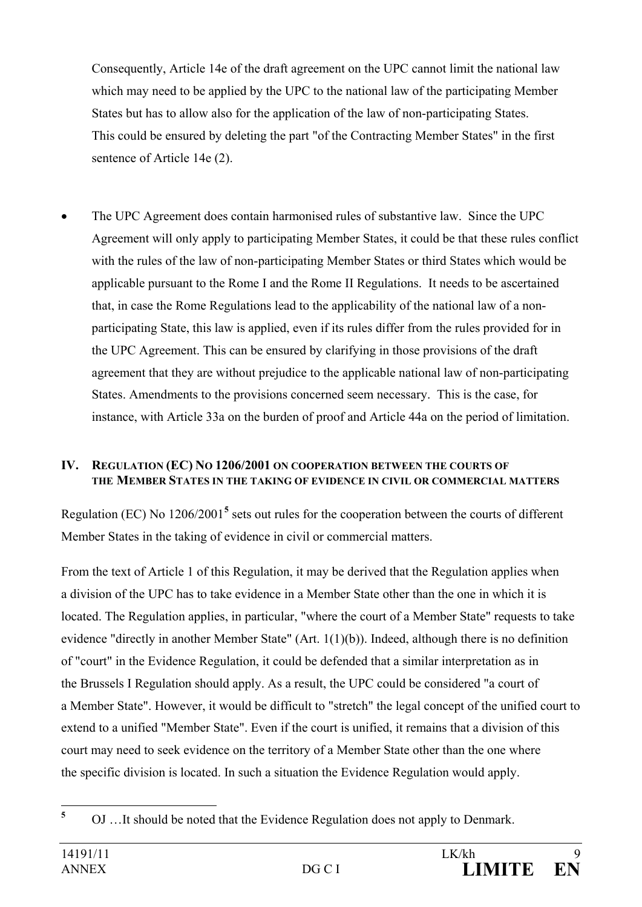Consequently, Article 14e of the draft agreement on the UPC cannot limit the national law which may need to be applied by the UPC to the national law of the participating Member States but has to allow also for the application of the law of non-participating States. This could be ensured by deleting the part "of the Contracting Member States" in the first sentence of Article 14e (2).

- The UPC Agreement does contain harmonised rules of substantive law. Since the UPC Agreement will only apply to participating Member States, it could be that these rules conflict with the rules of the law of non-participating Member States or third States which would be applicable pursuant to the Rome I and the Rome II Regulations. It needs to be ascertained that, in case the Rome Regulations lead to the applicability of the national law of a non-participating State, this law is applied, even if its rules differ from the rules provided for in the UPC Agreement. This can be ensured by clarifying in those provisions of the draft agreement that they are without prejudice to the applicable national law of non-participating States. Amendments to the provisions concerned seem necessary. This is the case, for instance, with Article 33a on the burden of proof and Article 44a on the period of limitation.

## IV. REGULATION (EC) NO 1206/2001 ON COOPERATION BETWEEN THE COURTS OF THE MEMBER STATES IN THE TAKING OF EVIDENCE IN CIVIL OR COMMERCIAL MATTERS

Regulation (EC) No 1206/2001[5] sets out rules for the cooperation between the courts of different Member States in the taking of evidence in civil or commercial matters.

From the text of Article 1 of this Regulation, it may be derived that the Regulation applies when a division of the UPC has to take evidence in a Member State other than the one in which it is located. The Regulation applies, in particular, "where the court of a Member State" requests to take evidence "directly in another Member State" (Art. 1(1)(b)). Indeed, although there is no definition of "court" in the Evidence Regulation, it could be defended that a similar interpretation as in the Brussels I Regulation should apply. As a result, the UPC could be considered "a court of a Member State". However, it would be difficult to "stretch" the legal concept of the unified court to extend to a unified "Member State". Even if the court is unified, it remains that a division of this court may need to seek evidence on the territory of a Member State other than the one where the specific division is located. In such a situation the Evidence Regulation would apply.

[5] OJ …It should be noted that the Evidence Regulation does not apply to Denmark.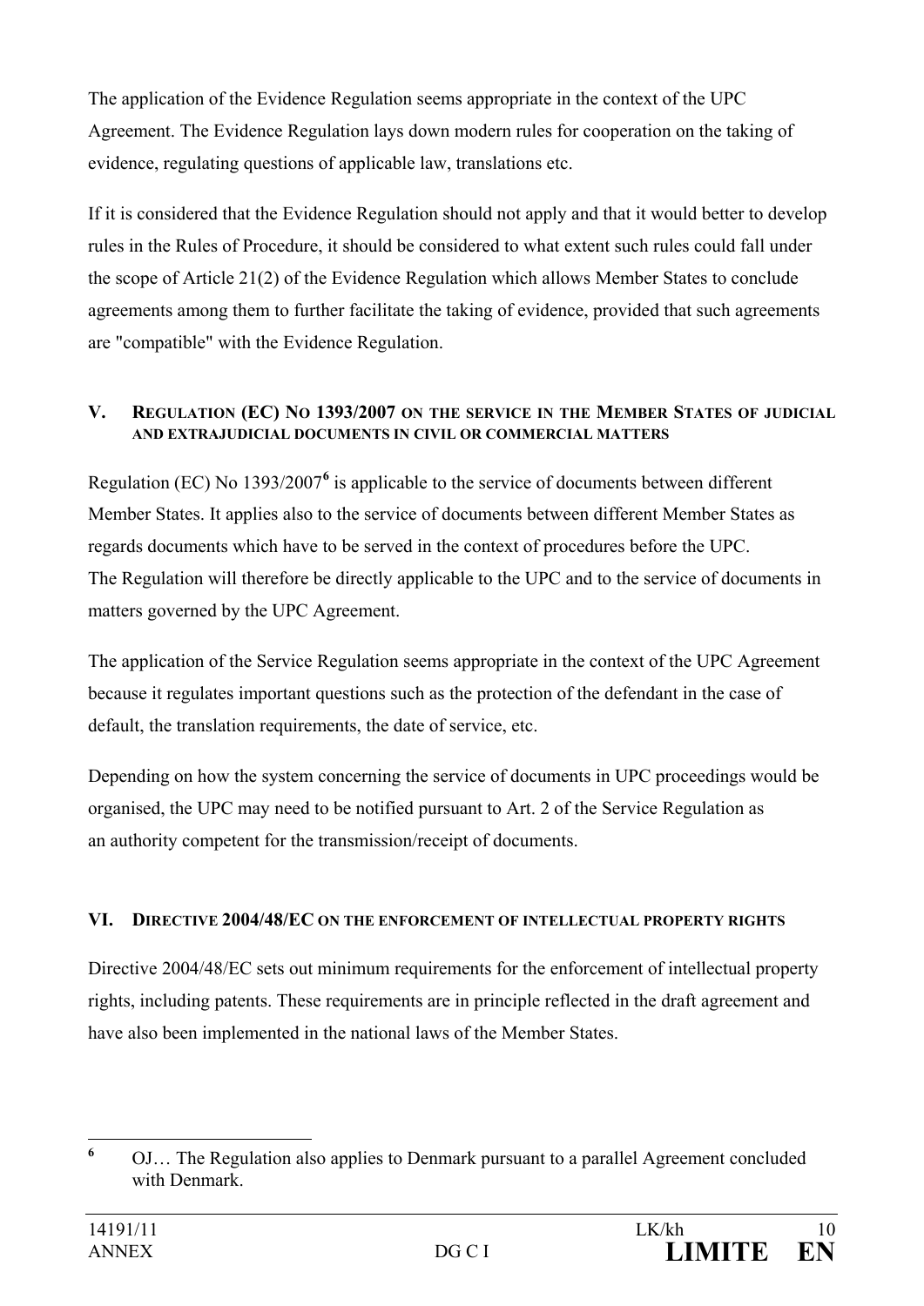The application of the Evidence Regulation seems appropriate in the context of the UPC Agreement. The Evidence Regulation lays down modern rules for cooperation on the taking of evidence, regulating questions of applicable law, translations etc.

If it is considered that the Evidence Regulation should not apply and that it would better to develop rules in the Rules of Procedure, it should be considered to what extent such rules could fall under the scope of Article 21(2) of the Evidence Regulation which allows Member States to conclude agreements among them to further facilitate the taking of evidence, provided that such agreements are "compatible" with the Evidence Regulation.

## V. REGULATION (EC) NO 1393/2007 ON THE SERVICE IN THE MEMBER STATES OF JUDICIAL AND EXTRAJUDICIAL DOCUMENTS IN CIVIL OR COMMERCIAL MATTERS

Regulation (EC) No 1393/2007[6] is applicable to the service of documents between different Member States. It applies also to the service of documents between different Member States as regards documents which have to be served in the context of procedures before the UPC. The Regulation will therefore be directly applicable to the UPC and to the service of documents in matters governed by the UPC Agreement.

The application of the Service Regulation seems appropriate in the context of the UPC Agreement because it regulates important questions such as the protection of the defendant in the case of default, the translation requirements, the date of service, etc.

Depending on how the system concerning the service of documents in UPC proceedings would be organised, the UPC may need to be notified pursuant to Art. 2 of the Service Regulation as an authority competent for the transmission/receipt of documents.

## VI. DIRECTIVE 2004/48/EC ON THE ENFORCEMENT OF INTELLECTUAL PROPERTY RIGHTS

Directive 2004/48/EC sets out minimum requirements for the enforcement of intellectual property rights, including patents. These requirements are in principle reflected in the draft agreement and have also been implemented in the national laws of the Member States.

---

[6] OJ… The Regulation also applies to Denmark pursuant to a parallel Agreement concluded with Denmark.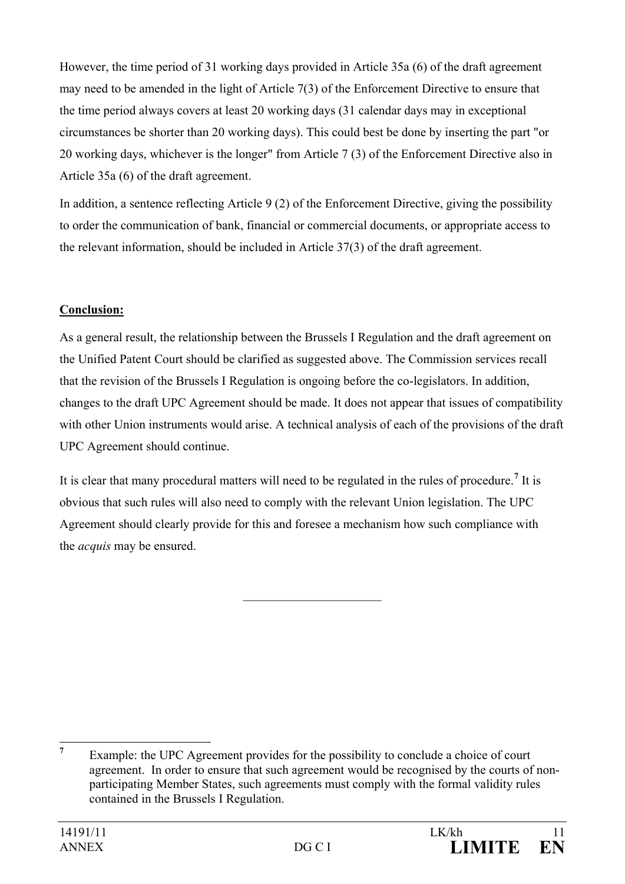However, the time period of 31 working days provided in Article 35a (6) of the draft agreement may need to be amended in the light of Article 7(3) of the Enforcement Directive to ensure that the time period always covers at least 20 working days (31 calendar days may in exceptional circumstances be shorter than 20 working days). This could best be done by inserting the part "or 20 working days, whichever is the longer" from Article 7 (3) of the Enforcement Directive also in Article 35a (6) of the draft agreement.

In addition, a sentence reflecting Article 9 (2) of the Enforcement Directive, giving the possibility to order the communication of bank, financial or commercial documents, or appropriate access to the relevant information, should be included in Article 37(3) of the draft agreement.

**Conclusion:**

As a general result, the relationship between the Brussels I Regulation and the draft agreement on the Unified Patent Court should be clarified as suggested above. The Commission services recall that the revision of the Brussels I Regulation is ongoing before the co-legislators. In addition, changes to the draft UPC Agreement should be made. It does not appear that issues of compatibility with other Union instruments would arise. A technical analysis of each of the provisions of the draft UPC Agreement should continue.

It is clear that many procedural matters will need to be regulated in the rules of procedure.[7] It is obvious that such rules will also need to comply with the relevant Union legislation. The UPC Agreement should clearly provide for this and foresee a mechanism how such compliance with the *acquis* may be ensured.

---

[7] Example: the UPC Agreement provides for the possibility to conclude a choice of court agreement. In order to ensure that such agreement would be recognised by the courts of non-participating Member States, such agreements must comply with the formal validity rules contained in the Brussels I Regulation.